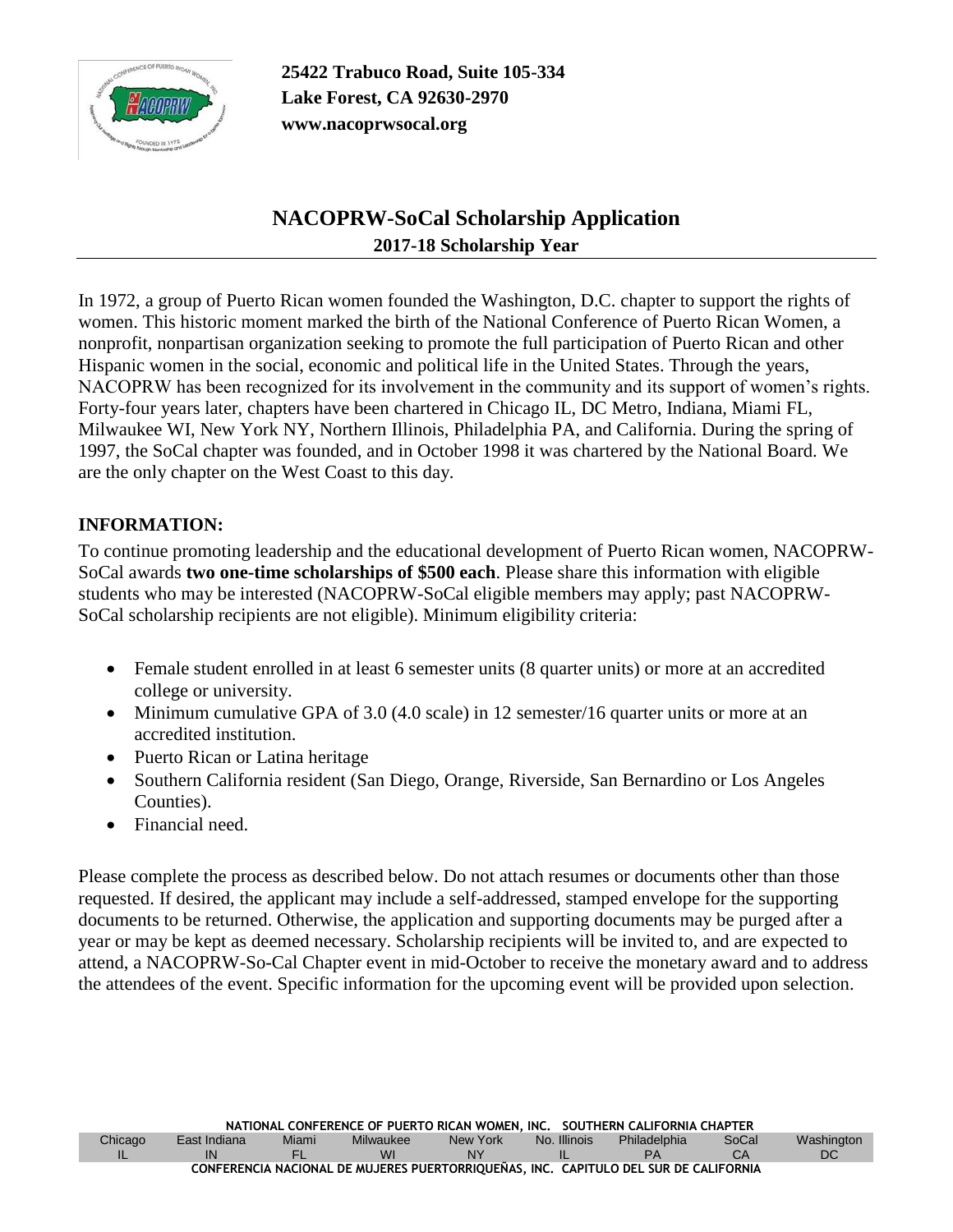**25422 Trabuco Road, Suite 105-334**
**Lake Forest, CA 92630-2970**
**www.nacoprwsocal.org**

# NACOPRW-SoCal Scholarship Application

## 2017-18 Scholarship Year

In 1972, a group of Puerto Rican women founded the Washington, D.C. chapter to support the rights of women. This historic moment marked the birth of the National Conference of Puerto Rican Women, a nonprofit, nonpartisan organization seeking to promote the full participation of Puerto Rican and other Hispanic women in the social, economic and political life in the United States. Through the years, NACOPRW has been recognized for its involvement in the community and its support of women's rights. Forty-four years later, chapters have been chartered in Chicago IL, DC Metro, Indiana, Miami FL, Milwaukee WI, New York NY, Northern Illinois, Philadelphia PA, and California. During the spring of 1997, the SoCal chapter was founded, and in October 1998 it was chartered by the National Board. We are the only chapter on the West Coast to this day.

**INFORMATION:**

To continue promoting leadership and the educational development of Puerto Rican women, NACOPRW-SoCal awards **two one-time scholarships of $500 each**. Please share this information with eligible students who may be interested (NACOPRW-SoCal eligible members may apply; past NACOPRW-SoCal scholarship recipients are not eligible). Minimum eligibility criteria:

- Female student enrolled in at least 6 semester units (8 quarter units) or more at an accredited college or university.
- Minimum cumulative GPA of 3.0 (4.0 scale) in 12 semester/16 quarter units or more at an accredited institution.
- Puerto Rican or Latina heritage
- Southern California resident (San Diego, Orange, Riverside, San Bernardino or Los Angeles Counties).
- Financial need.

Please complete the process as described below. Do not attach resumes or documents other than those requested. If desired, the applicant may include a self-addressed, stamped envelope for the supporting documents to be returned. Otherwise, the application and supporting documents may be purged after a year or may be kept as deemed necessary. Scholarship recipients will be invited to, and are expected to attend, a NACOPRW-So-Cal Chapter event in mid-October to receive the monetary award and to address the attendees of the event. Specific information for the upcoming event will be provided upon selection.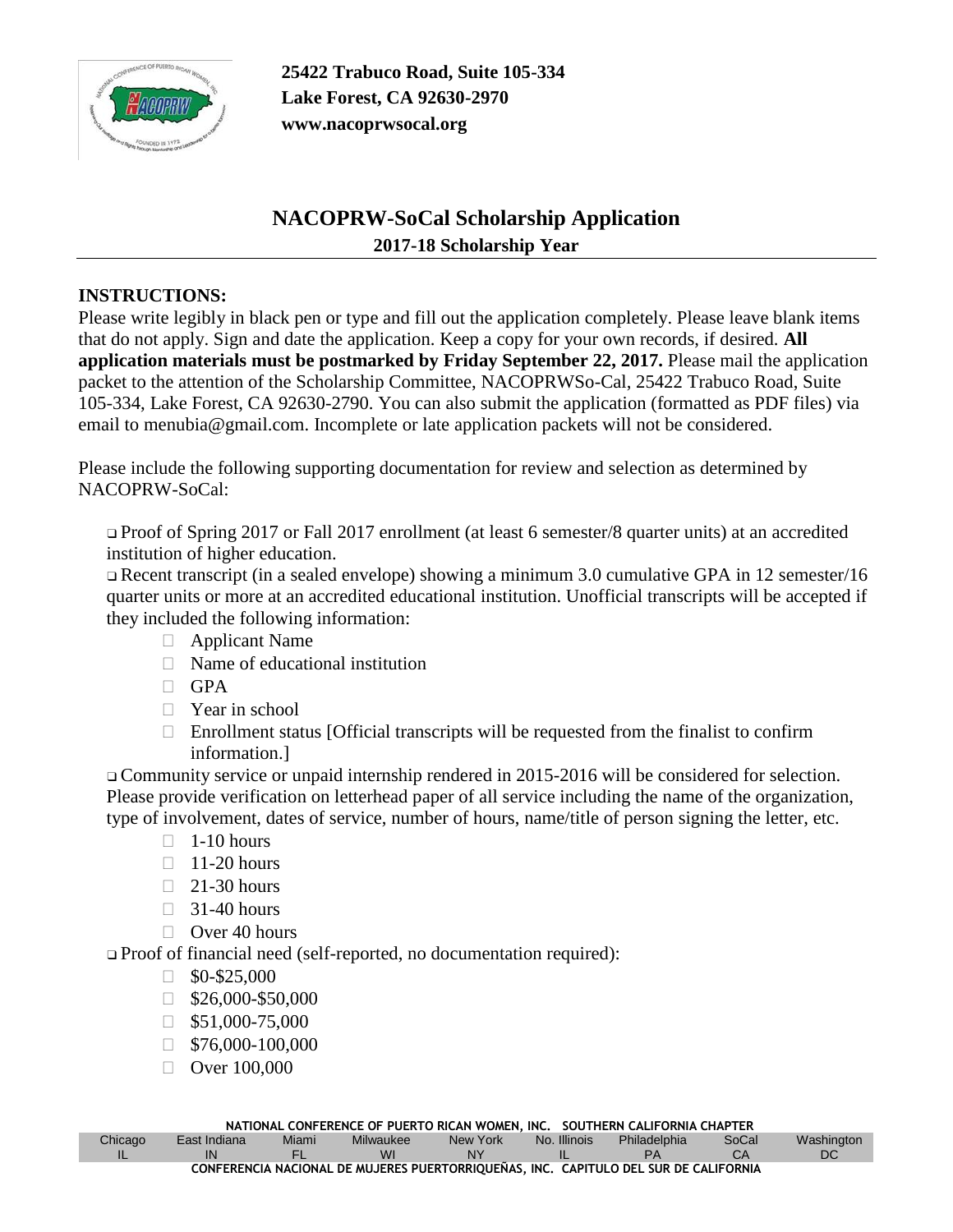25422 Trabuco Road, Suite 105-334
Lake Forest, CA 92630-2970
www.nacoprwsocal.org

## NACOPRW-SoCal Scholarship Application

### 2017-18 Scholarship Year

**INSTRUCTIONS:**

Please write legibly in black pen or type and fill out the application completely. Please leave blank items that do not apply. Sign and date the application. Keep a copy for your own records, if desired. **All application materials must be postmarked by Friday September 22, 2017.** Please mail the application packet to the attention of the Scholarship Committee, NACOPRWSo-Cal, 25422 Trabuco Road, Suite 105-334, Lake Forest, CA 92630-2790. You can also submit the application (formatted as PDF files) via email to menubia@gmail.com. Incomplete or late application packets will not be considered.

Please include the following supporting documentation for review and selection as determined by NACOPRW-SoCal:

- ❑ Proof of Spring 2017 or Fall 2017 enrollment (at least 6 semester/8 quarter units) at an accredited institution of higher education.
- ❑ Recent transcript (in a sealed envelope) showing a minimum 3.0 cumulative GPA in 12 semester/16 quarter units or more at an accredited educational institution. Unofficial transcripts will be accepted if they included the following information:
  - ☐ Applicant Name
  - ☐ Name of educational institution
  - ☐ GPA
  - ☐ Year in school
  - ☐ Enrollment status [Official transcripts will be requested from the finalist to confirm information.]
- ❑ Community service or unpaid internship rendered in 2015-2016 will be considered for selection. Please provide verification on letterhead paper of all service including the name of the organization, type of involvement, dates of service, number of hours, name/title of person signing the letter, etc.
  - ☐ 1-10 hours
  - ☐ 11-20 hours
  - ☐ 21-30 hours
  - ☐ 31-40 hours
  - ☐ Over 40 hours
- ❑ Proof of financial need (self-reported, no documentation required):
  - ☐ $0-$25,000
  - ☐ $26,000-$50,000
  - ☐ $51,000-75,000
  - ☐ $76,000-100,000
  - ☐ Over 100,000

**NATIONAL CONFERENCE OF PUERTO RICAN WOMEN, INC. SOUTHERN CALIFORNIA CHAPTER**

| Chicago | East Indiana | Miami | Milwaukee | New York | No. Illinois | Philadelphia | SoCal | Washington |
|---|---|---|---|---|---|---|---|---|
| IL | IN | FL | WI | NY | IL | PA | CA | DC |

**CONFERENCIA NACIONAL DE MUJERES PUERTORRIQUEÑAS, INC. CAPITULO DEL SUR DE CALIFORNIA**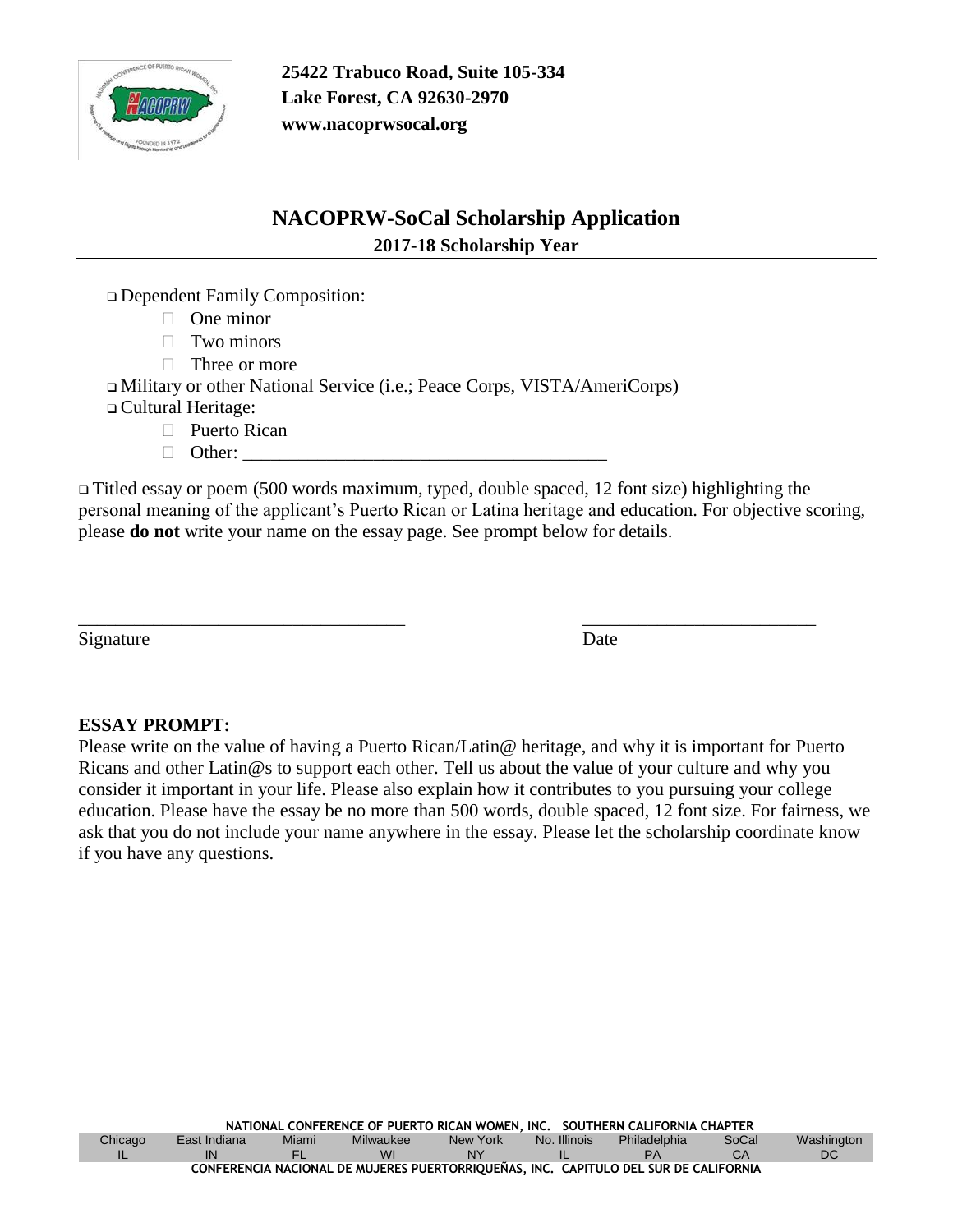**25422 Trabuco Road, Suite 105-334**
**Lake Forest, CA 92630-2970**
**www.nacoprwsocal.org**

## NACOPRW-SoCal Scholarship Application

**2017-18 Scholarship Year**

- ❑ Dependent Family Composition:
  - ☐ One minor
  - ☐ Two minors
  - ☐ Three or more
- ❑ Military or other National Service (i.e.; Peace Corps, VISTA/AmeriCorps)
- ❑ Cultural Heritage:
  - ☐ Puerto Rican
  - ☐ Other: ________________________________________

❑ Titled essay or poem (500 words maximum, typed, double spaced, 12 font size) highlighting the personal meaning of the applicant's Puerto Rican or Latina heritage and education. For objective scoring, please **do not** write your name on the essay page. See prompt below for details.

___________________________________ _________________________

Signature Date

**ESSAY PROMPT:**

Please write on the value of having a Puerto Rican/Latin@ heritage, and why it is important for Puerto Ricans and other Latin@s to support each other. Tell us about the value of your culture and why you consider it important in your life. Please also explain how it contributes to you pursuing your college education. Please have the essay be no more than 500 words, double spaced, 12 font size. For fairness, we ask that you do not include your name anywhere in the essay. Please let the scholarship coordinate know if you have any questions.

**NATIONAL CONFERENCE OF PUERTO RICAN WOMEN, INC. SOUTHERN CALIFORNIA CHAPTER**

| | | | | | | | | |
|---|---|---|---|---|---|---|---|---|
| Chicago IL | East Indiana IN | Miami FL | Milwaukee WI | New York NY | No. Illinois IL | Philadelphia PA | SoCal CA | Washington DC |

**CONFERENCIA NACIONAL DE MUJERES PUERTORRIQUEÑAS, INC. CAPITULO DEL SUR DE CALIFORNIA**